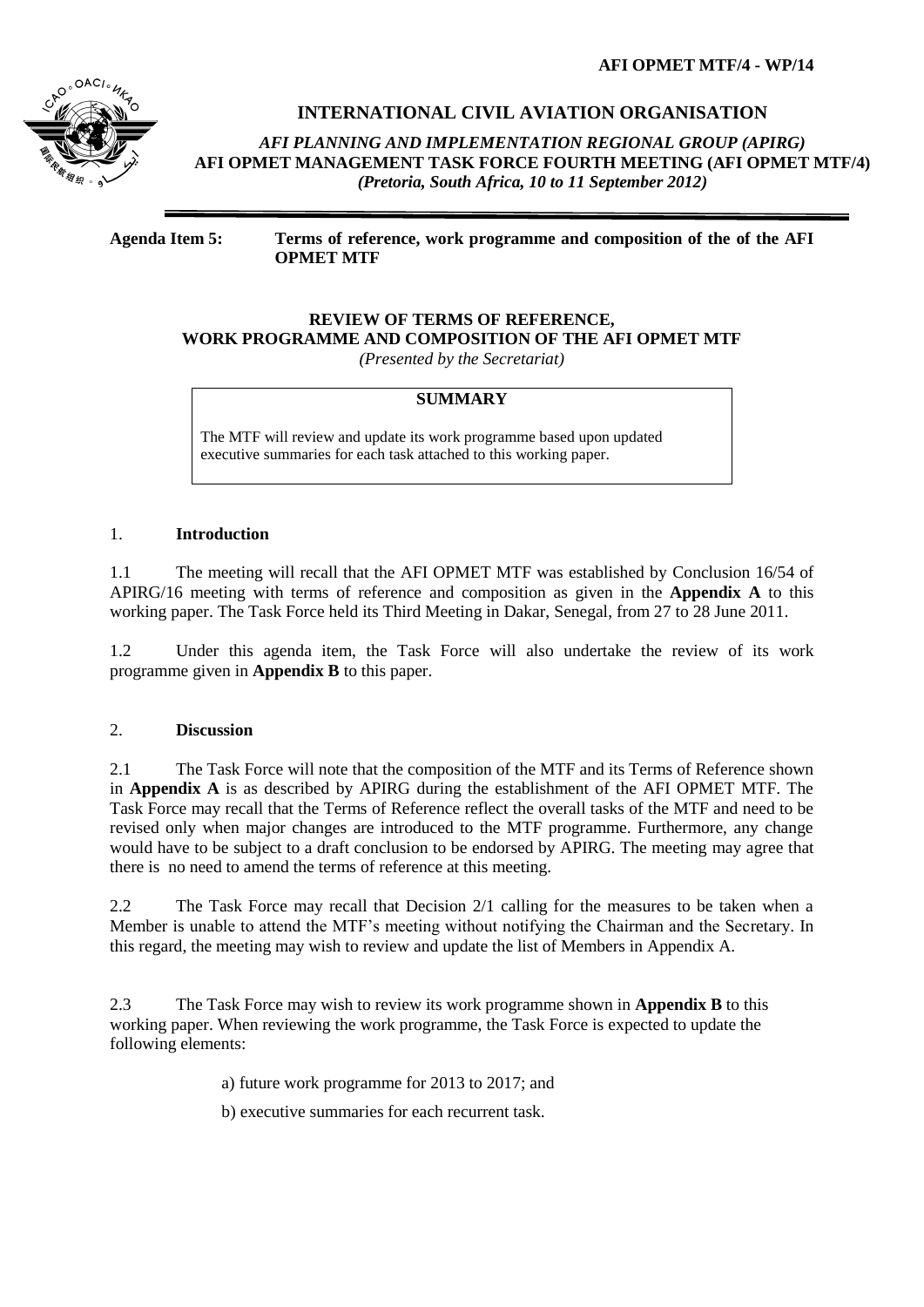AFI OPMET MTF/4 - WP/14

# INTERNATIONAL CIVIL AVIATION ORGANISATION

*AFI PLANNING AND IMPLEMENTATION REGIONAL GROUP (APIRG)*
**AFI OPMET MANAGEMENT TASK FORCE FOURTH MEETING (AFI OPMET MTF/4)**
***(Pretoria, South Africa, 10 to 11 September 2012)***

---

**Agenda Item 5: Terms of reference, work programme and composition of the of the AFI OPMET MTF**

## REVIEW OF TERMS OF REFERENCE, WORK PROGRAMME AND COMPOSITION OF THE AFI OPMET MTF

*(Presented by the Secretariat)*

**SUMMARY**

The MTF will review and update its work programme based upon updated executive summaries for each task attached to this working paper.

### 1. Introduction

1.1 The meeting will recall that the AFI OPMET MTF was established by Conclusion 16/54 of APIRG/16 meeting with terms of reference and composition as given in the **Appendix A** to this working paper. The Task Force held its Third Meeting in Dakar, Senegal, from 27 to 28 June 2011.

1.2 Under this agenda item, the Task Force will also undertake the review of its work programme given in **Appendix B** to this paper.

### 2. Discussion

2.1 The Task Force will note that the composition of the MTF and its Terms of Reference shown in **Appendix A** is as described by APIRG during the establishment of the AFI OPMET MTF. The Task Force may recall that the Terms of Reference reflect the overall tasks of the MTF and need to be revised only when major changes are introduced to the MTF programme. Furthermore, any change would have to be subject to a draft conclusion to be endorsed by APIRG. The meeting may agree that there is no need to amend the terms of reference at this meeting.

2.2 The Task Force may recall that Decision 2/1 calling for the measures to be taken when a Member is unable to attend the MTF's meeting without notifying the Chairman and the Secretary. In this regard, the meeting may wish to review and update the list of Members in Appendix A.

2.3 The Task Force may wish to review its work programme shown in **Appendix B** to this working paper. When reviewing the work programme, the Task Force is expected to update the following elements:

a) future work programme for 2013 to 2017; and

b) executive summaries for each recurrent task.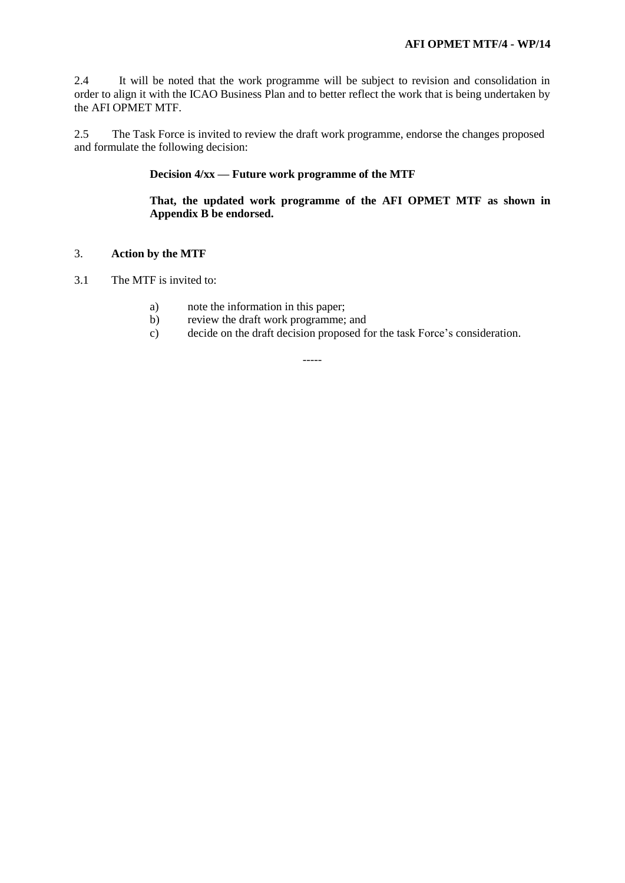2.4 It will be noted that the work programme will be subject to revision and consolidation in order to align it with the ICAO Business Plan and to better reflect the work that is being undertaken by the AFI OPMET MTF.

2.5 The Task Force is invited to review the draft work programme, endorse the changes proposed and formulate the following decision:

> **Decision 4/xx — Future work programme of the MTF**
>
> **That, the updated work programme of the AFI OPMET MTF as shown in Appendix B be endorsed.**

## 3. Action by the MTF

3.1 The MTF is invited to:

a) note the information in this paper;
b) review the draft work programme; and
c) decide on the draft decision proposed for the task Force's consideration.

-----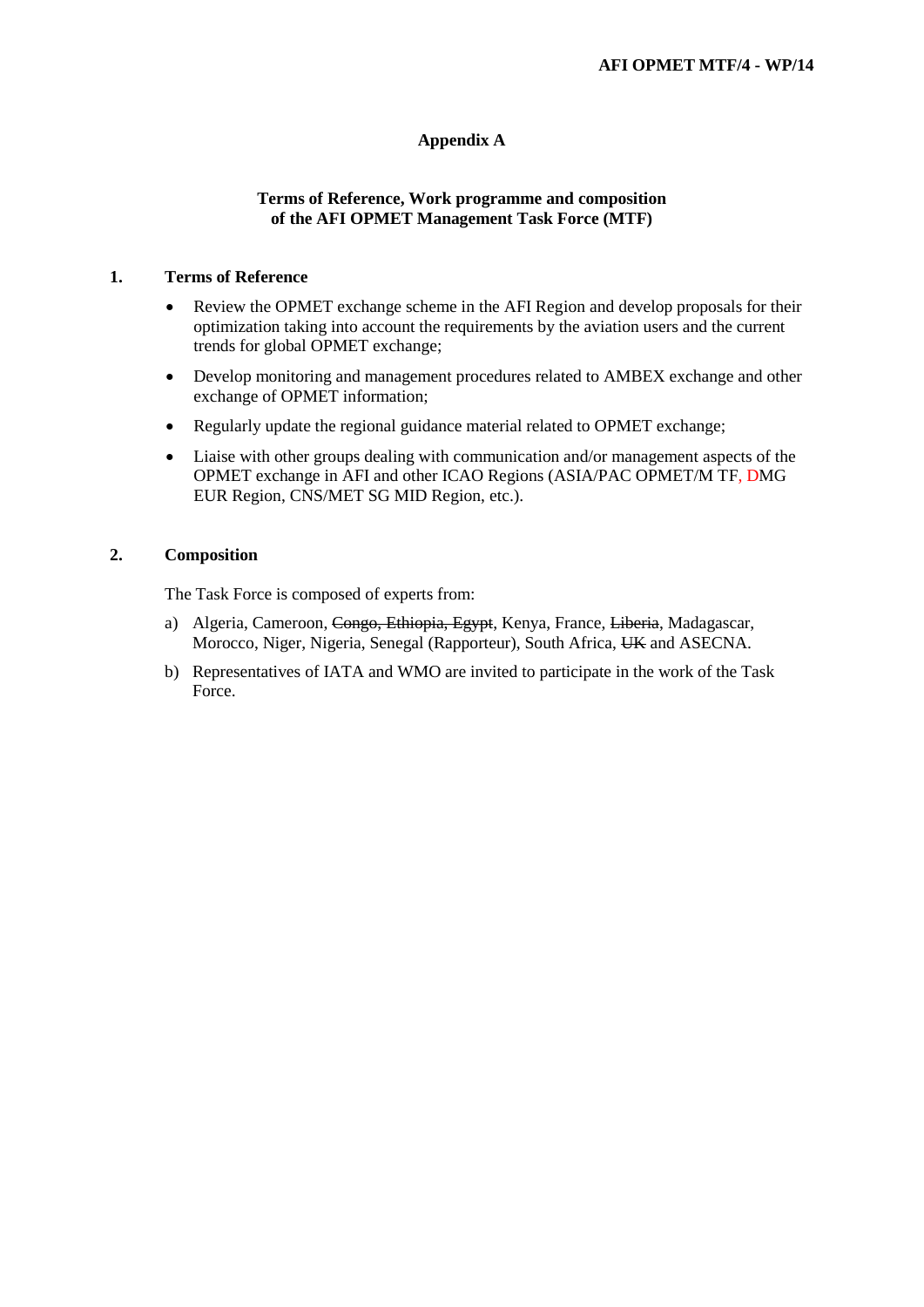# Appendix A

## Terms of Reference, Work programme and composition of the AFI OPMET Management Task Force (MTF)

### 1. Terms of Reference

- Review the OPMET exchange scheme in the AFI Region and develop proposals for their optimization taking into account the requirements by the aviation users and the current trends for global OPMET exchange;
- Develop monitoring and management procedures related to AMBEX exchange and other exchange of OPMET information;
- Regularly update the regional guidance material related to OPMET exchange;
- Liaise with other groups dealing with communication and/or management aspects of the OPMET exchange in AFI and other ICAO Regions (ASIA/PAC OPMET/M TF, DMG EUR Region, CNS/MET SG MID Region, etc.).

### 2. Composition

The Task Force is composed of experts from:

a) Algeria, Cameroon, ~~Congo, Ethiopia, Egypt~~, Kenya, France, ~~Liberia~~, Madagascar, Morocco, Niger, Nigeria, Senegal (Rapporteur), South Africa, ~~UK~~ and ASECNA.

b) Representatives of IATA and WMO are invited to participate in the work of the Task Force.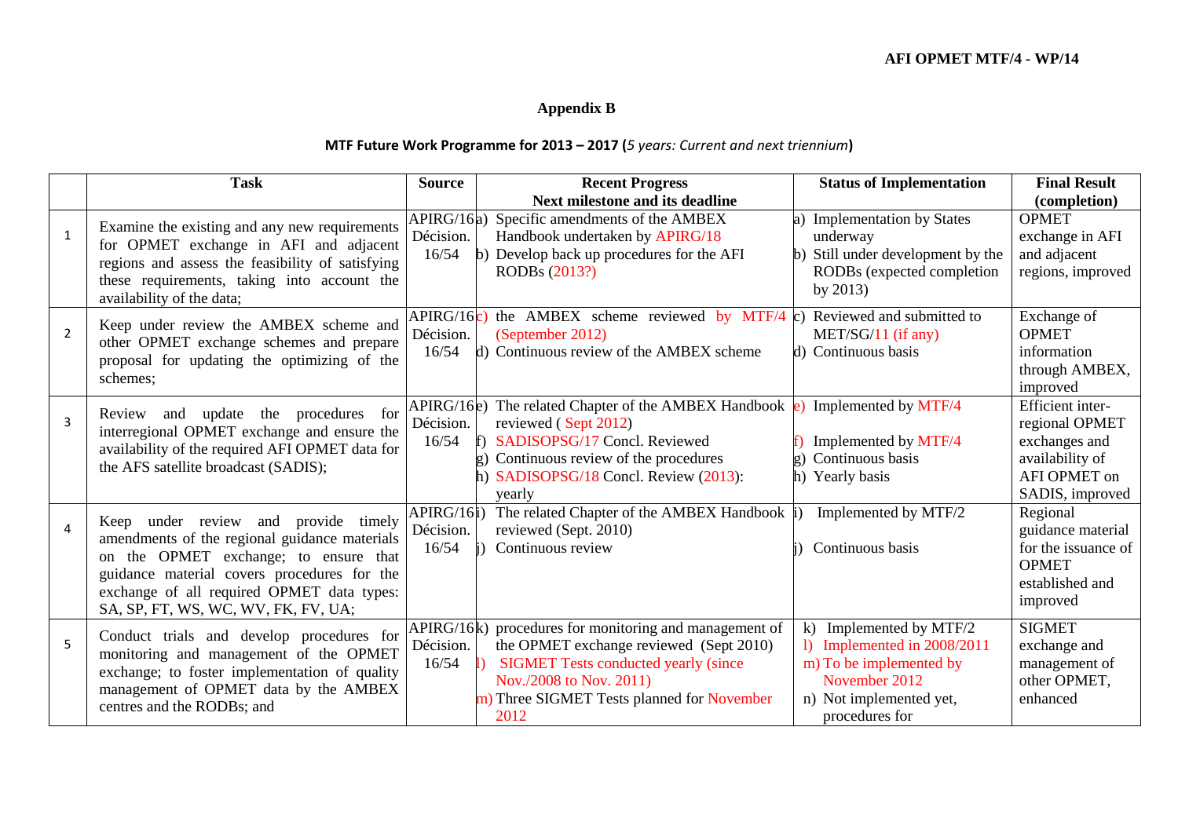## Appendix B

**MTF Future Work Programme for 2013 – 2017 (*5 years: Current and next triennium*)**

| | Task | Source | Recent Progress<br>Next milestone and its deadline | Status of Implementation | Final Result (completion) |
|---|---|---|---|---|---|
| 1 | Examine the existing and any new requirements for OPMET exchange in AFI and adjacent regions and assess the feasibility of satisfying these requirements, taking into account the availability of the data; | APIRG/16 Décision. 16/54 | a) Specific amendments of the AMBEX Handbook undertaken by APIRG/18<br>b) Develop back up procedures for the AFI RODBs (2013?) | a) Implementation by States underway<br>b) Still under development by the RODBs (expected completion by 2013) | OPMET exchange in AFI and adjacent regions, improved |
| 2 | Keep under review the AMBEX scheme and other OPMET exchange schemes and prepare proposal for updating the optimizing of the schemes; | APIRG/16 Décision. 16/54 | c) the AMBEX scheme reviewed by MTF/4 (September 2012)<br>d) Continuous review of the AMBEX scheme | c) Reviewed and submitted to MET/SG/11 (if any)<br>d) Continuous basis | Exchange of OPMET information through AMBEX, improved |
| 3 | Review and update the procedures for interregional OPMET exchange and ensure the availability of the required AFI OPMET data for the AFS satellite broadcast (SADIS); | APIRG/16 Décision. 16/54 | e) The related Chapter of the AMBEX Handbook reviewed ( Sept 2012)<br>f) SADISOPSG/17 Concl. Reviewed<br>g) Continuous review of the procedures<br>h) SADISOPSG/18 Concl. Review (2013): yearly | e) Implemented by MTF/4<br>f) Implemented by MTF/4<br>g) Continuous basis<br>h) Yearly basis | Efficient inter-regional OPMET exchanges and availability of AFI OPMET on SADIS, improved |
| 4 | Keep under review and provide timely amendments of the regional guidance materials on the OPMET exchange; to ensure that guidance material covers procedures for the exchange of all required OPMET data types: SA, SP, FT, WS, WC, WV, FK, FV, UA; | APIRG/16 Décision. 16/54 | i) The related Chapter of the AMBEX Handbook reviewed (Sept. 2010)<br>j) Continuous review | i) Implemented by MTF/2<br>j) Continuous basis | Regional guidance material for the issuance of OPMET established and improved |
| 5 | Conduct trials and develop procedures for monitoring and management of the OPMET exchange; to foster implementation of quality management of OPMET data by the AMBEX centres and the RODBs; and | APIRG/16 Décision. 16/54 | k) procedures for monitoring and management of the OPMET exchange reviewed (Sept 2010)<br>l) SIGMET Tests conducted yearly (since Nov./2008 to Nov. 2011)<br>m) Three SIGMET Tests planned for November 2012 | k) Implemented by MTF/2<br>l) Implemented in 2008/2011<br>m) To be implemented by November 2012<br>n) Not implemented yet, procedures for | SIGMET exchange and management of other OPMET, enhanced |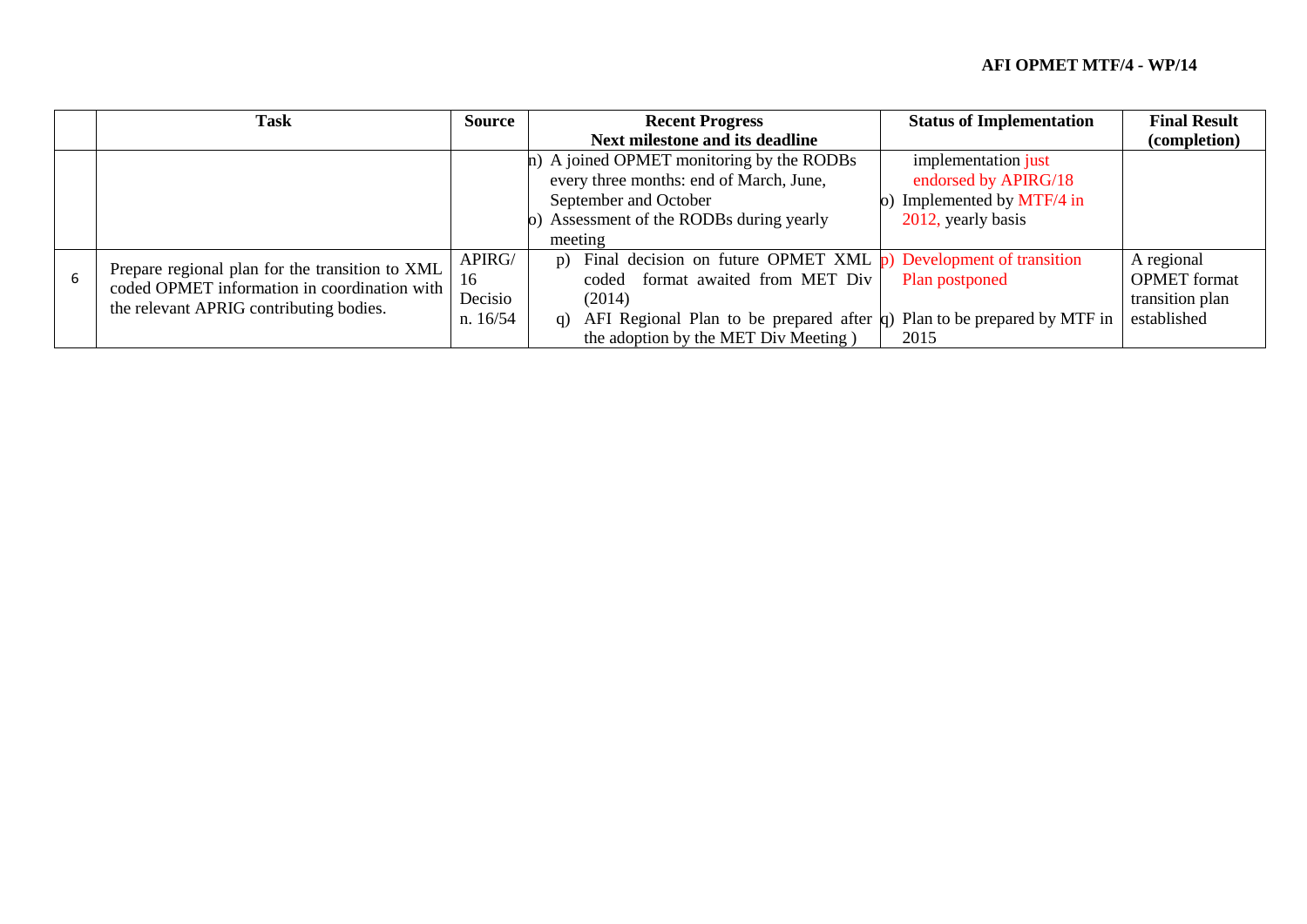| | Task | Source | Recent Progress<br>Next milestone and its deadline | Status of Implementation | Final Result (completion) |
|---|---|---|---|---|---|
| | | | n) A joined OPMET monitoring by the RODBs every three months: end of March, June, September and October<br>o) Assessment of the RODBs during yearly meeting | implementation just endorsed by APIRG/18<br>o) Implemented by MTF/4 in 2012, yearly basis | |
| 6 | Prepare regional plan for the transition to XML coded OPMET information in coordination with the relevant APRIG contributing bodies. | APIRG/ 16 Decision n. 16/54 | p) Final decision on future OPMET XML coded format awaited from MET Div (2014)<br>q) AFI Regional Plan to be prepared after the adoption by the MET Div Meeting ) | p) Development of transition Plan postponed<br>q) Plan to be prepared by MTF in 2015 | A regional OPMET format transition plan established |